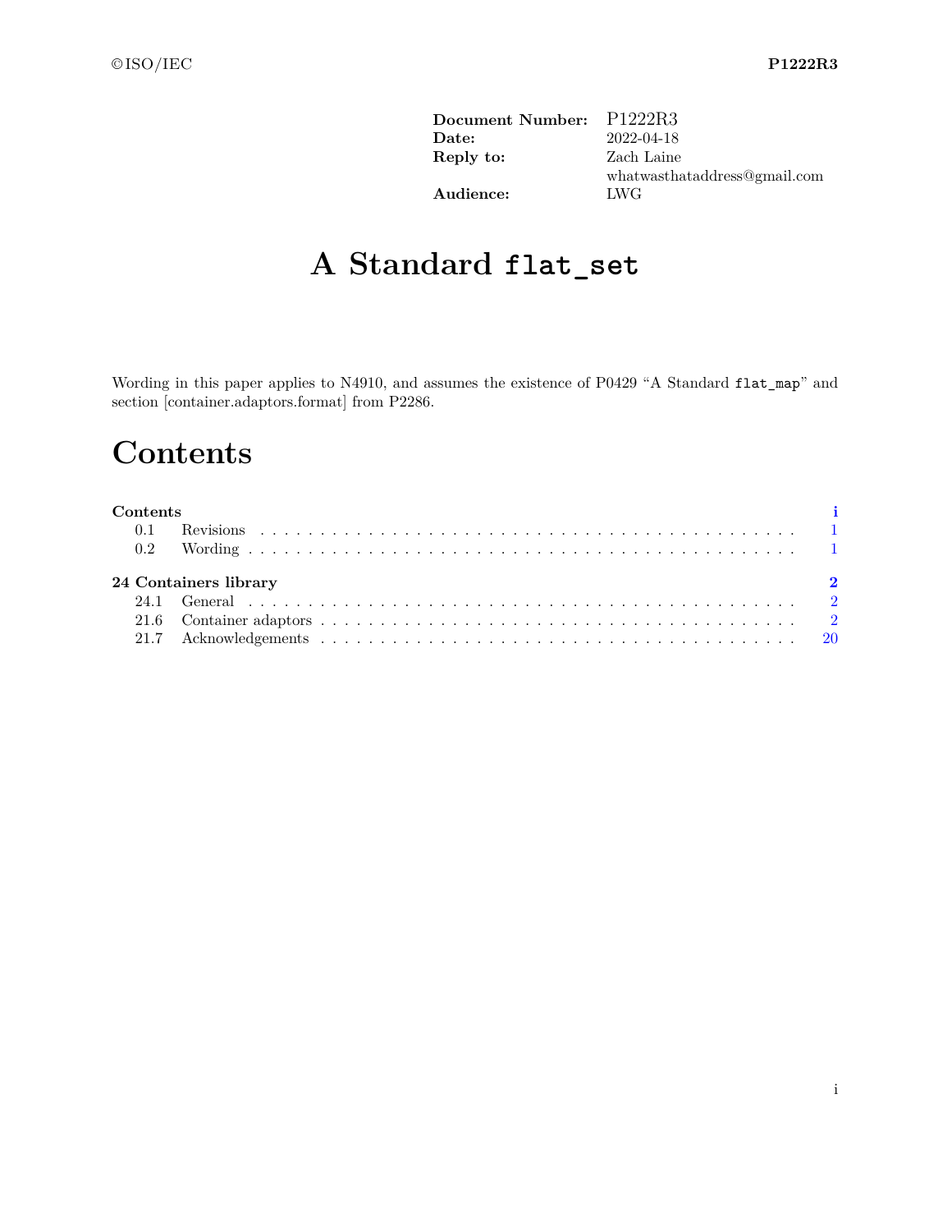| | |
|---|---|
| **Document Number:** | P1222R3 |
| **Date:** | 2022-04-18 |
| **Reply to:** | Zach Laine<br>whatwasthataddress@gmail.com |
| **Audience:** | LWG |

# A Standard `flat_set`

Wording in this paper applies to N4910, and assumes the existence of P0429 "A Standard `flat_map`" and section [container.adaptors.format] from P2286.

# Contents

**Contents** . . . **i**

- 0.1 Revisions . . . 1
- 0.2 Wording . . . 1

**24 Containers library** . . . **2**

- 24.1 General . . . 2
- 21.6 Container adaptors . . . 2
- 21.7 Acknowledgements . . . 20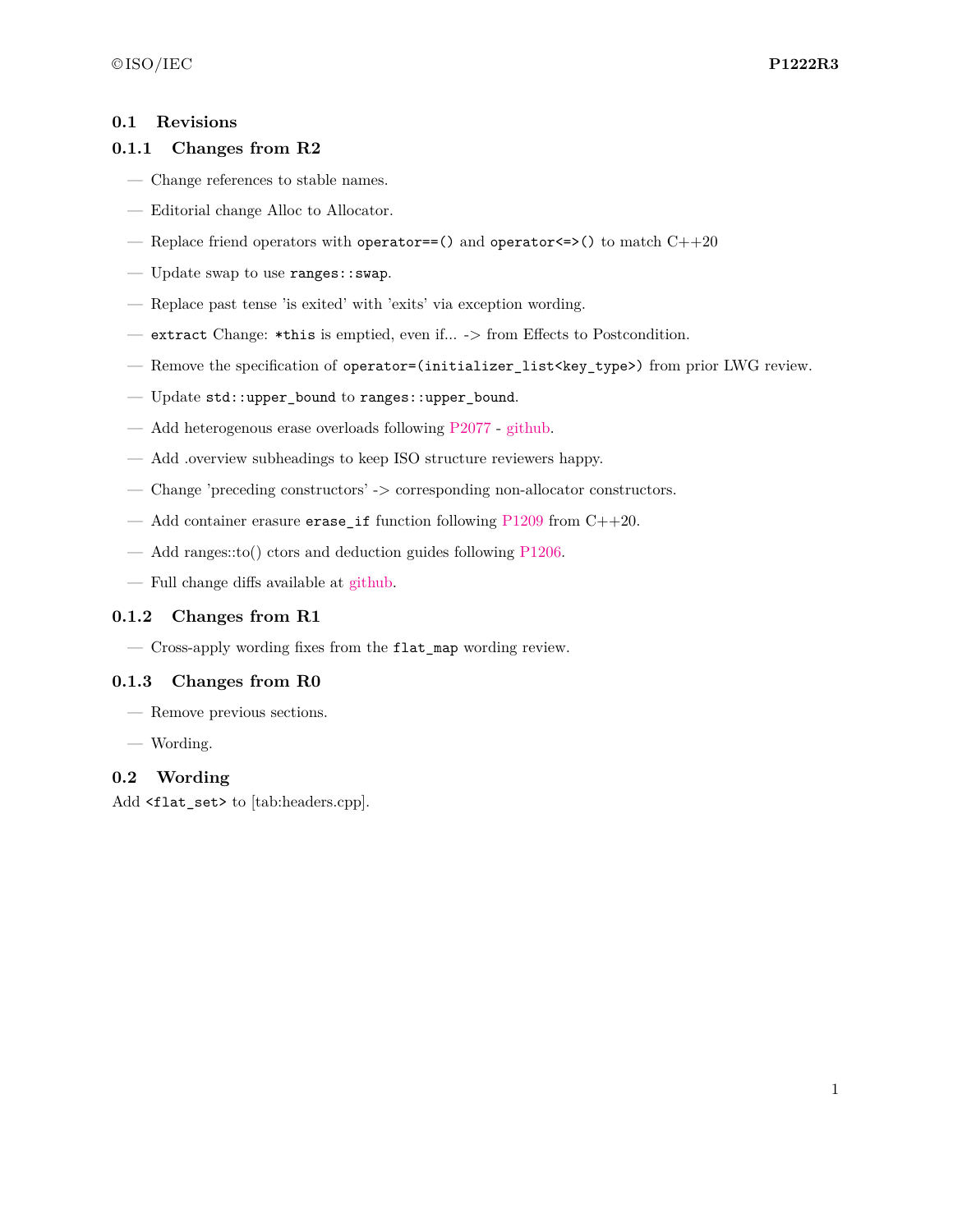## 0.1 Revisions

### 0.1.1 Changes from R2

- Change references to stable names.
- Editorial change Alloc to Allocator.
- Replace friend operators with `operator==()` and `operator<=>()` to match C++20
- Update swap to use `ranges::swap`.
- Replace past tense 'is exited' with 'exits' via exception wording.
- `extract` Change: `*this` is emptied, even if... -> from Effects to Postcondition.
- Remove the specification of `operator=(initializer_list<key_type>)` from prior LWG review.
- Update `std::upper_bound` to `ranges::upper_bound`.
- Add heterogenous erase overloads following P2077 - github.
- Add .overview subheadings to keep ISO structure reviewers happy.
- Change 'preceding constructors' -> corresponding non-allocator constructors.
- Add container erasure `erase_if` function following P1209 from C++20.
- Add ranges::to() ctors and deduction guides following P1206.
- Full change diffs available at github.

### 0.1.2 Changes from R1

- Cross-apply wording fixes from the `flat_map` wording review.

### 0.1.3 Changes from R0

- Remove previous sections.
- Wording.

## 0.2 Wording

Add `<flat_set>` to [tab:headers.cpp].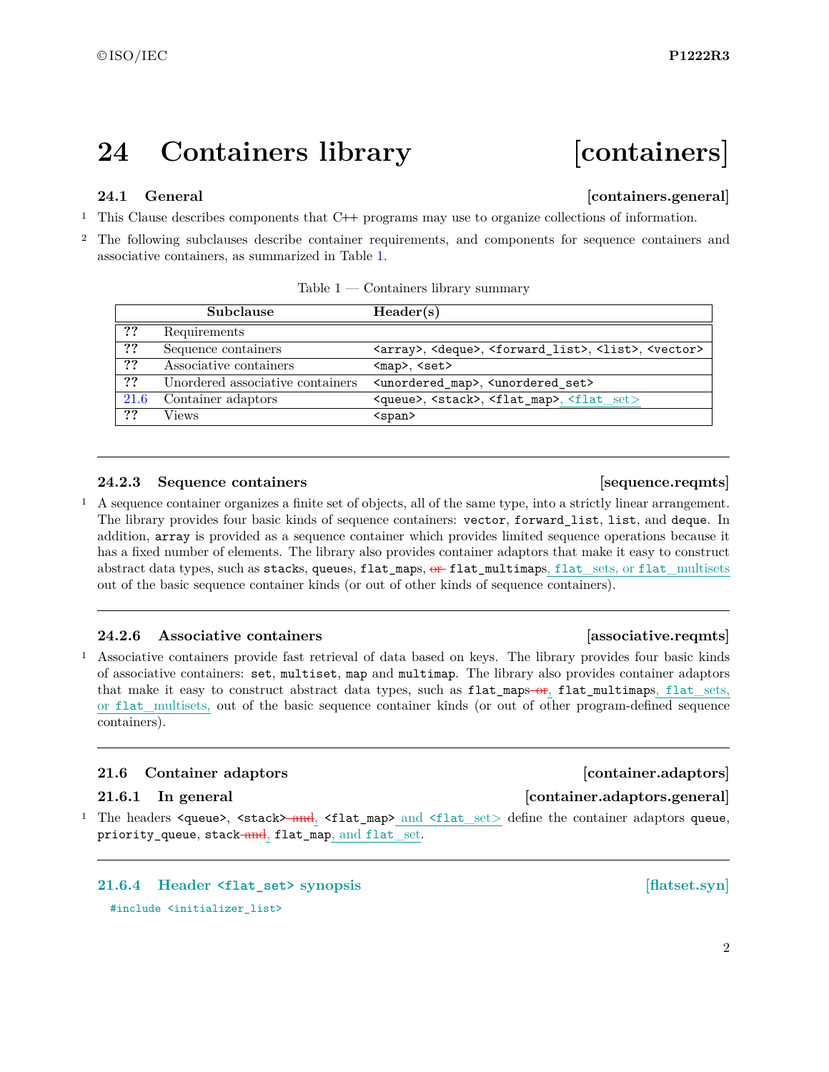# 24 Containers library [containers]

## 24.1 General [containers.general]

1 This Clause describes components that C++ programs may use to organize collections of information.

2 The following subclauses describe container requirements, and components for sequence containers and associative containers, as summarized in Table 1.

Table 1 — Containers library summary

| | Subclause | Header(s) |
|---|---|---|
| ?? | Requirements | |
| ?? | Sequence containers | `<array>`, `<deque>`, `<forward_list>`, `<list>`, `<vector>` |
| ?? | Associative containers | `<map>`, `<set>` |
| ?? | Unordered associative containers | `<unordered_map>`, `<unordered_set>` |
| 21.6 | Container adaptors | `<queue>`, `<stack>`, `<flat_map>`, `<flat_set>` |
| ?? | Views | `<span>` |

---

### 24.2.3 Sequence containers [sequence.reqmts]

1 A sequence container organizes a finite set of objects, all of the same type, into a strictly linear arrangement. The library provides four basic kinds of sequence containers: `vector`, `forward_list`, `list`, and `deque`. In addition, `array` is provided as a sequence container which provides limited sequence operations because it has a fixed number of elements. The library also provides container adaptors that make it easy to construct abstract data types, such as `stack`s, `queue`s, `flat_map`s, ~~or~~ `flat_multimap`s, `flat_set`s, or `flat_multiset`s out of the basic sequence container kinds (or out of other kinds of sequence containers).

---

### 24.2.6 Associative containers [associative.reqmts]

1 Associative containers provide fast retrieval of data based on keys. The library provides four basic kinds of associative containers: `set`, `multiset`, `map` and `multimap`. The library also provides container adaptors that make it easy to construct abstract data types, such as `flat_map`s ~~or~~, `flat_multimap`s, `flat_set`s, or `flat_multiset`s, out of the basic sequence container kinds (or out of other program-defined sequence containers).

---

## 21.6 Container adaptors [container.adaptors]

### 21.6.1 In general [container.adaptors.general]

1 The headers `<queue>`, `<stack>` ~~and~~, `<flat_map>` and `<flat_set>` define the container adaptors `queue`, `priority_queue`, `stack` ~~and~~, `flat_map`, and `flat_set`.

---

### 21.6.4 Header `<flat_set>` synopsis [flatset.syn]

```
#include <initializer_list>
```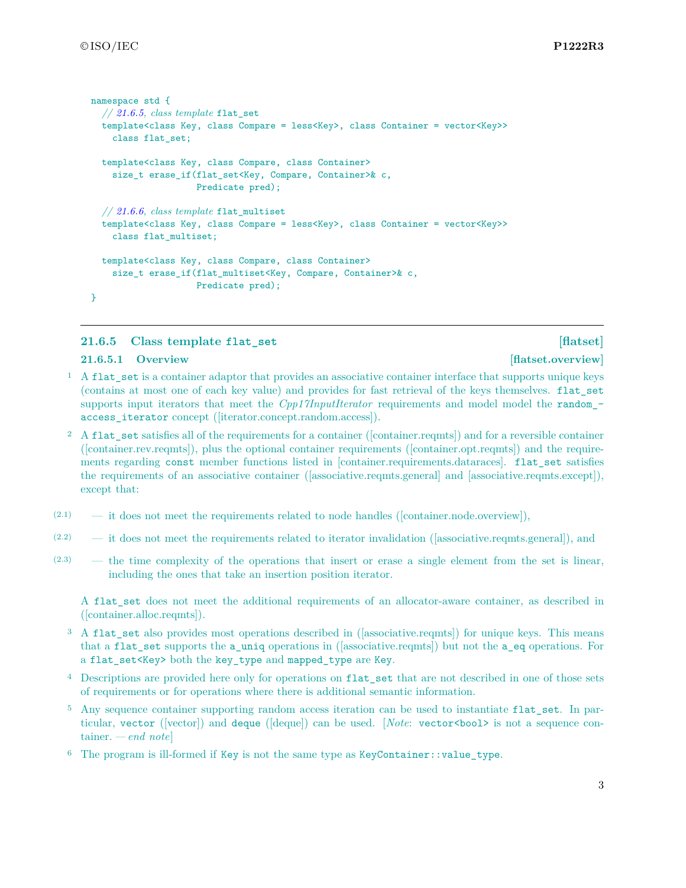```
namespace std {
  // 21.6.5, class template flat_set
  template<class Key, class Compare = less<Key>, class Container = vector<Key>>
    class flat_set;

  template<class Key, class Compare, class Container>
    size_t erase_if(flat_set<Key, Compare, Container>& c,
                    Predicate pred);

  // 21.6.6, class template flat_multiset
  template<class Key, class Compare = less<Key>, class Container = vector<Key>>
    class flat_multiset;

  template<class Key, class Compare, class Container>
    size_t erase_if(flat_multiset<Key, Compare, Container>& c,
                    Predicate pred);
}
```

### 21.6.5 Class template `flat_set` [flatset]

#### 21.6.5.1 Overview [flatset.overview]

1 A `flat_set` is a container adaptor that provides an associative container interface that supports unique keys (contains at most one of each key value) and provides for fast retrieval of the keys themselves. `flat_set` supports input iterators that meet the *Cpp17InputIterator* requirements and model model the `random_access_iterator` concept ([iterator.concept.random.access]).

2 A `flat_set` satisfies all of the requirements for a container ([container.reqmts]) and for a reversible container ([container.rev.reqmts]), plus the optional container requirements ([container.opt.reqmts]) and the requirements regarding `const` member functions listed in [container.requirements.dataraces]. `flat_set` satisfies the requirements of an associative container ([associative.reqmts.general] and [associative.reqmts.except]), except that:

(2.1) — it does not meet the requirements related to node handles ([container.node.overview]),

(2.2) — it does not meet the requirements related to iterator invalidation ([associative.reqmts.general]), and

(2.3) — the time complexity of the operations that insert or erase a single element from the set is linear, including the ones that take an insertion position iterator.

A `flat_set` does not meet the additional requirements of an allocator-aware container, as described in ([container.alloc.reqmts]).

3 A `flat_set` also provides most operations described in ([associative.reqmts]) for unique keys. This means that a `flat_set` supports the `a_uniq` operations in ([associative.reqmts]) but not the `a_eq` operations. For a `flat_set<Key>` both the `key_type` and `mapped_type` are `Key`.

4 Descriptions are provided here only for operations on `flat_set` that are not described in one of those sets of requirements or for operations where there is additional semantic information.

5 Any sequence container supporting random access iteration can be used to instantiate `flat_set`. In particular, `vector` ([vector]) and `deque` ([deque]) can be used. [*Note*: `vector<bool>` is not a sequence container. — *end note*]

6 The program is ill-formed if `Key` is not the same type as `KeyContainer::value_type`.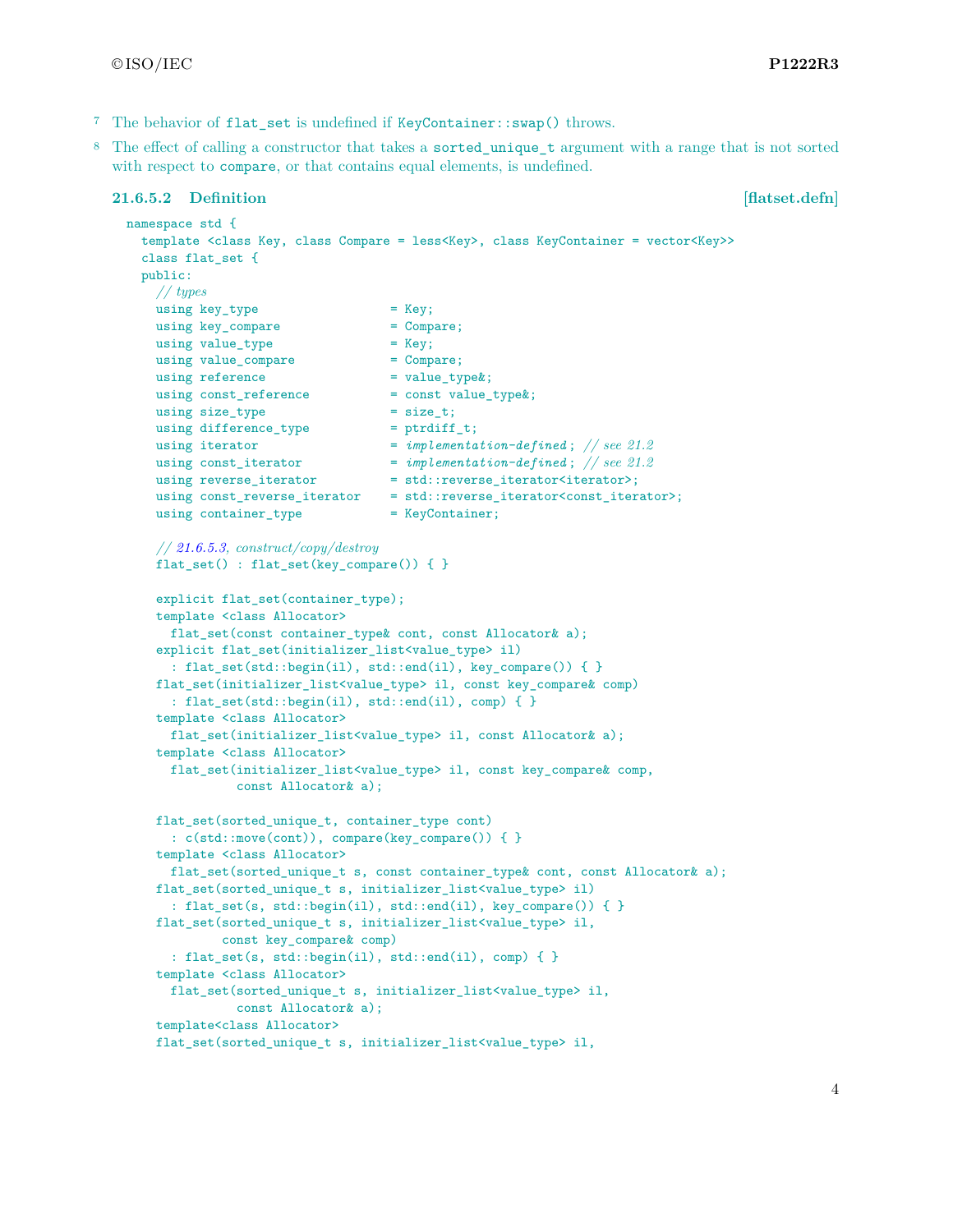7 The behavior of `flat_set` is undefined if `KeyContainer::swap()` throws.

8 The effect of calling a constructor that takes a `sorted_unique_t` argument with a range that is not sorted with respect to `compare`, or that contains equal elements, is undefined.

### 21.6.5.2 Definition [flatset.defn]

```
namespace std {
  template <class Key, class Compare = less<Key>, class KeyContainer = vector<Key>>
  class flat_set {
  public:
    // types
    using key_type                  = Key;
    using key_compare               = Compare;
    using value_type                = Key;
    using value_compare             = Compare;
    using reference                 = value_type&;
    using const_reference           = const value_type&;
    using size_type                 = size_t;
    using difference_type           = ptrdiff_t;
    using iterator                  = implementation-defined; // see 21.2
    using const_iterator            = implementation-defined; // see 21.2
    using reverse_iterator          = std::reverse_iterator<iterator>;
    using const_reverse_iterator    = std::reverse_iterator<const_iterator>;
    using container_type            = KeyContainer;

    // 21.6.5.3, construct/copy/destroy
    flat_set() : flat_set(key_compare()) { }

    explicit flat_set(container_type);
    template <class Allocator>
      flat_set(const container_type& cont, const Allocator& a);
    explicit flat_set(initializer_list<value_type> il)
      : flat_set(std::begin(il), std::end(il), key_compare()) { }
    flat_set(initializer_list<value_type> il, const key_compare& comp)
      : flat_set(std::begin(il), std::end(il), comp) { }
    template <class Allocator>
      flat_set(initializer_list<value_type> il, const Allocator& a);
    template <class Allocator>
      flat_set(initializer_list<value_type> il, const key_compare& comp,
               const Allocator& a);

    flat_set(sorted_unique_t, container_type cont)
      : c(std::move(cont)), compare(key_compare()) { }
    template <class Allocator>
      flat_set(sorted_unique_t s, const container_type& cont, const Allocator& a);
    flat_set(sorted_unique_t s, initializer_list<value_type> il)
      : flat_set(s, std::begin(il), std::end(il), key_compare()) { }
    flat_set(sorted_unique_t s, initializer_list<value_type> il,
             const key_compare& comp)
      : flat_set(s, std::begin(il), std::end(il), comp) { }
    template <class Allocator>
      flat_set(sorted_unique_t s, initializer_list<value_type> il,
               const Allocator& a);
    template<class Allocator>
    flat_set(sorted_unique_t s, initializer_list<value_type> il,
```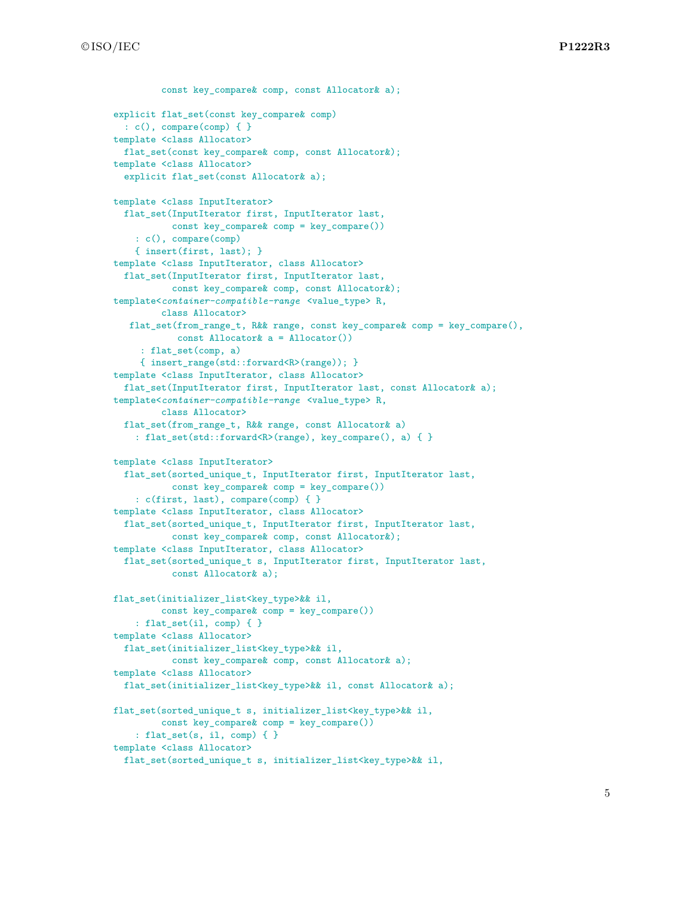```
            const key_compare& comp, const Allocator& a);

    explicit flat_set(const key_compare& comp)
      : c(), compare(comp) { }
    template <class Allocator>
      flat_set(const key_compare& comp, const Allocator&);
    template <class Allocator>
      explicit flat_set(const Allocator& a);

    template <class InputIterator>
      flat_set(InputIterator first, InputIterator last,
               const key_compare& comp = key_compare())
        : c(), compare(comp)
        { insert(first, last); }
    template <class InputIterator, class Allocator>
      flat_set(InputIterator first, InputIterator last,
               const key_compare& comp, const Allocator&);
    template<container-compatible-range <value_type> R,
            class Allocator>
       flat_set(from_range_t, R&& range, const key_compare& comp = key_compare(),
                const Allocator& a = Allocator())
         : flat_set(comp, a)
         { insert_range(std::forward<R>(range)); }
    template <class InputIterator, class Allocator>
      flat_set(InputIterator first, InputIterator last, const Allocator& a);
    template<container-compatible-range <value_type> R,
            class Allocator>
      flat_set(from_range_t, R&& range, const Allocator& a)
        : flat_set(std::forward<R>(range), key_compare(), a) { }

    template <class InputIterator>
      flat_set(sorted_unique_t, InputIterator first, InputIterator last,
               const key_compare& comp = key_compare())
        : c(first, last), compare(comp) { }
    template <class InputIterator, class Allocator>
      flat_set(sorted_unique_t, InputIterator first, InputIterator last,
               const key_compare& comp, const Allocator&);
    template <class InputIterator, class Allocator>
      flat_set(sorted_unique_t s, InputIterator first, InputIterator last,
               const Allocator& a);

    flat_set(initializer_list<key_type>&& il,
            const key_compare& comp = key_compare())
        : flat_set(il, comp) { }
    template <class Allocator>
      flat_set(initializer_list<key_type>&& il,
               const key_compare& comp, const Allocator& a);
    template <class Allocator>
      flat_set(initializer_list<key_type>&& il, const Allocator& a);

    flat_set(sorted_unique_t s, initializer_list<key_type>&& il,
            const key_compare& comp = key_compare())
        : flat_set(s, il, comp) { }
    template <class Allocator>
      flat_set(sorted_unique_t s, initializer_list<key_type>&& il,
```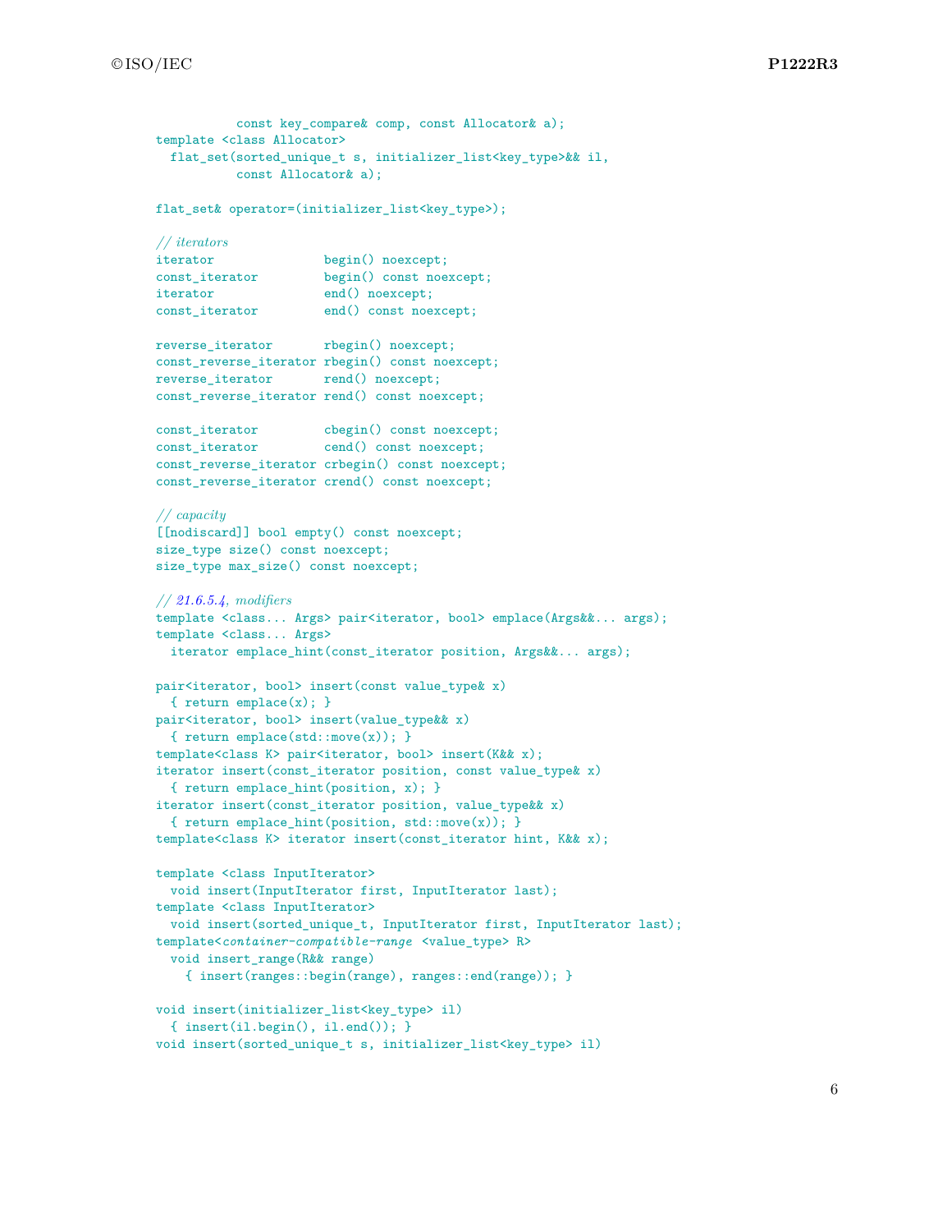```
              const key_compare& comp, const Allocator& a);
    template <class Allocator>
      flat_set(sorted_unique_t s, initializer_list<key_type>&& il,
               const Allocator& a);

    flat_set& operator=(initializer_list<key_type>);

    // iterators
    iterator               begin() noexcept;
    const_iterator         begin() const noexcept;
    iterator               end() noexcept;
    const_iterator         end() const noexcept;

    reverse_iterator       rbegin() noexcept;
    const_reverse_iterator rbegin() const noexcept;
    reverse_iterator       rend() noexcept;
    const_reverse_iterator rend() const noexcept;

    const_iterator         cbegin() const noexcept;
    const_iterator         cend() const noexcept;
    const_reverse_iterator crbegin() const noexcept;
    const_reverse_iterator crend() const noexcept;

    // capacity
    [[nodiscard]] bool empty() const noexcept;
    size_type size() const noexcept;
    size_type max_size() const noexcept;

    // 21.6.5.4, modifiers
    template <class... Args> pair<iterator, bool> emplace(Args&&... args);
    template <class... Args>
      iterator emplace_hint(const_iterator position, Args&&... args);

    pair<iterator, bool> insert(const value_type& x)
      { return emplace(x); }
    pair<iterator, bool> insert(value_type&& x)
      { return emplace(std::move(x)); }
    template<class K> pair<iterator, bool> insert(K&& x);
    iterator insert(const_iterator position, const value_type& x)
      { return emplace_hint(position, x); }
    iterator insert(const_iterator position, value_type&& x)
      { return emplace_hint(position, std::move(x)); }
    template<class K> iterator insert(const_iterator hint, K&& x);

    template <class InputIterator>
      void insert(InputIterator first, InputIterator last);
    template <class InputIterator>
      void insert(sorted_unique_t, InputIterator first, InputIterator last);
    template<container-compatible-range <value_type> R>
      void insert_range(R&& range)
        { insert(ranges::begin(range), ranges::end(range)); }

    void insert(initializer_list<key_type> il)
      { insert(il.begin(), il.end()); }
    void insert(sorted_unique_t s, initializer_list<key_type> il)
```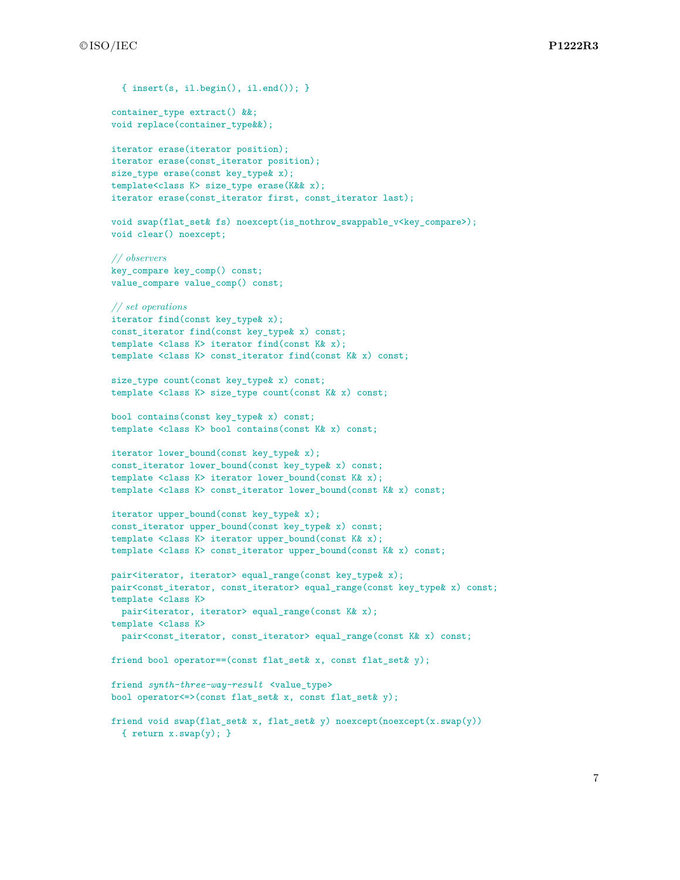```
  { insert(s, il.begin(), il.end()); }

container_type extract() &&;
void replace(container_type&&);

iterator erase(iterator position);
iterator erase(const_iterator position);
size_type erase(const key_type& x);
template<class K> size_type erase(K&& x);
iterator erase(const_iterator first, const_iterator last);

void swap(flat_set& fs) noexcept(is_nothrow_swappable_v<key_compare>);
void clear() noexcept;

// observers
key_compare key_comp() const;
value_compare value_comp() const;

// set operations
iterator find(const key_type& x);
const_iterator find(const key_type& x) const;
template <class K> iterator find(const K& x);
template <class K> const_iterator find(const K& x) const;

size_type count(const key_type& x) const;
template <class K> size_type count(const K& x) const;

bool contains(const key_type& x) const;
template <class K> bool contains(const K& x) const;

iterator lower_bound(const key_type& x);
const_iterator lower_bound(const key_type& x) const;
template <class K> iterator lower_bound(const K& x);
template <class K> const_iterator lower_bound(const K& x) const;

iterator upper_bound(const key_type& x);
const_iterator upper_bound(const key_type& x) const;
template <class K> iterator upper_bound(const K& x);
template <class K> const_iterator upper_bound(const K& x) const;

pair<iterator, iterator> equal_range(const key_type& x);
pair<const_iterator, const_iterator> equal_range(const key_type& x) const;
template <class K>
  pair<iterator, iterator> equal_range(const K& x);
template <class K>
  pair<const_iterator, const_iterator> equal_range(const K& x) const;

friend bool operator==(const flat_set& x, const flat_set& y);

friend synth-three-way-result <value_type>
bool operator<=>(const flat_set& x, const flat_set& y);

friend void swap(flat_set& x, flat_set& y) noexcept(noexcept(x.swap(y))
  { return x.swap(y); }
```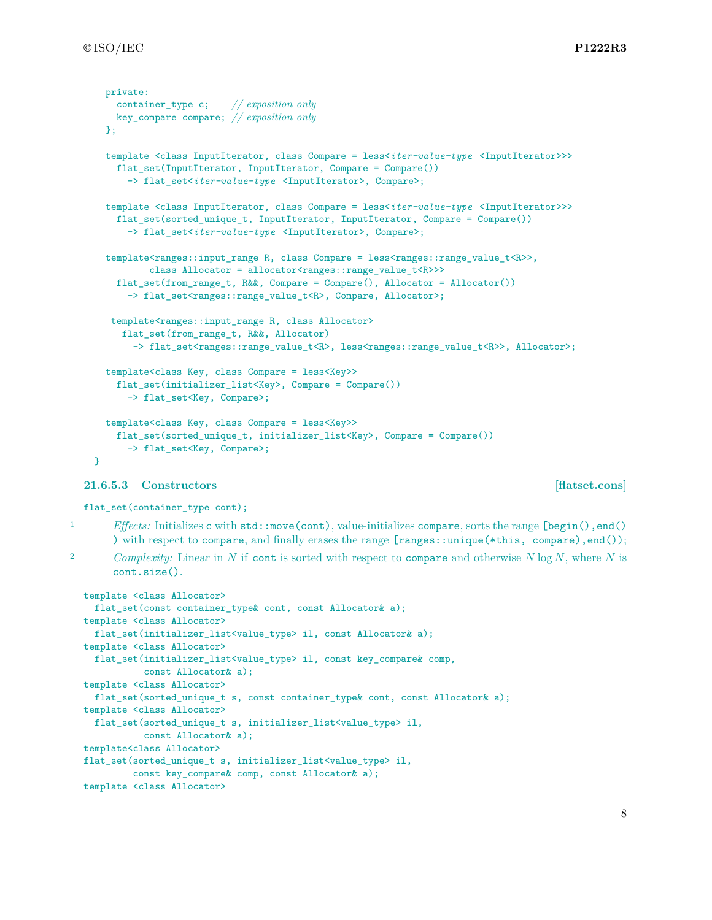```
  private:
    container_type c;    // exposition only
    key_compare compare; // exposition only
  };

  template <class InputIterator, class Compare = less<iter-value-type <InputIterator>>>
    flat_set(InputIterator, InputIterator, Compare = Compare())
      -> flat_set<iter-value-type <InputIterator>, Compare>;

  template <class InputIterator, class Compare = less<iter-value-type <InputIterator>>>
    flat_set(sorted_unique_t, InputIterator, InputIterator, Compare = Compare())
      -> flat_set<iter-value-type <InputIterator>, Compare>;

  template<ranges::input_range R, class Compare = less<ranges::range_value_t<R>>,
          class Allocator = allocator<ranges::range_value_t<R>>>
    flat_set(from_range_t, R&&, Compare = Compare(), Allocator = Allocator())
      -> flat_set<ranges::range_value_t<R>, Compare, Allocator>;

   template<ranges::input_range R, class Allocator>
     flat_set(from_range_t, R&&, Allocator)
       -> flat_set<ranges::range_value_t<R>, less<ranges::range_value_t<R>>, Allocator>;

  template<class Key, class Compare = less<Key>>
    flat_set(initializer_list<Key>, Compare = Compare())
      -> flat_set<Key, Compare>;

  template<class Key, class Compare = less<Key>>
    flat_set(sorted_unique_t, initializer_list<Key>, Compare = Compare())
      -> flat_set<Key, Compare>;
}
```

### 21.6.5.3 Constructors [flatset.cons]

```
flat_set(container_type cont);
```

1 *Effects:* Initializes `c` with `std::move(cont)`, value-initializes `compare`, sorts the range `[begin(),end())` with respect to `compare`, and finally erases the range `[ranges::unique(*this, compare),end())`;

2 *Complexity:* Linear in $N$ if `cont` is sorted with respect to `compare` and otherwise $N \log N$, where $N$ is `cont.size()`.

```
template <class Allocator>
  flat_set(const container_type& cont, const Allocator& a);
template <class Allocator>
  flat_set(initializer_list<value_type> il, const Allocator& a);
template <class Allocator>
  flat_set(initializer_list<value_type> il, const key_compare& comp,
          const Allocator& a);
template <class Allocator>
  flat_set(sorted_unique_t s, const container_type& cont, const Allocator& a);
template <class Allocator>
  flat_set(sorted_unique_t s, initializer_list<value_type> il,
          const Allocator& a);
template<class Allocator>
flat_set(sorted_unique_t s, initializer_list<value_type> il,
        const key_compare& comp, const Allocator& a);
template <class Allocator>
```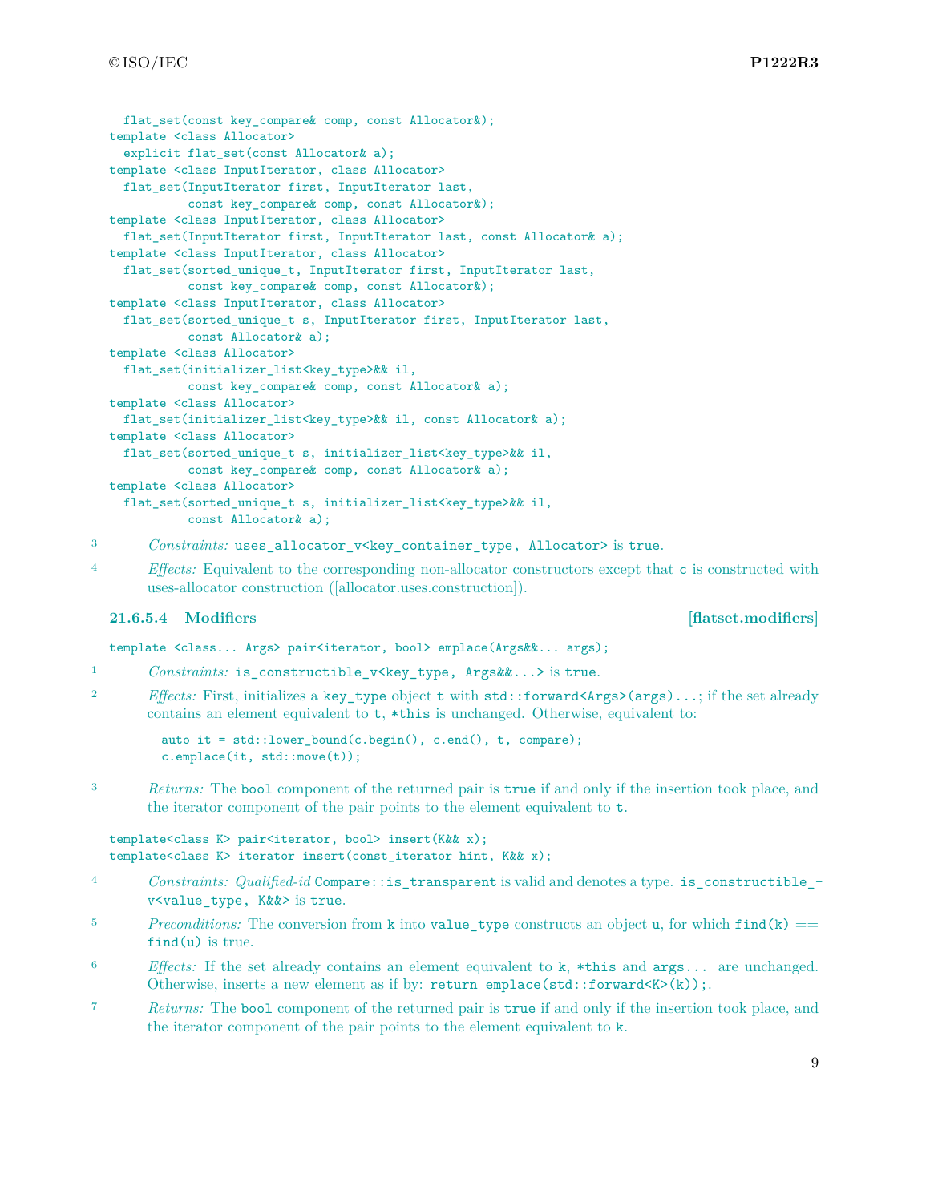```
  flat_set(const key_compare& comp, const Allocator&);
template <class Allocator>
  explicit flat_set(const Allocator& a);
template <class InputIterator, class Allocator>
  flat_set(InputIterator first, InputIterator last,
           const key_compare& comp, const Allocator&);
template <class InputIterator, class Allocator>
  flat_set(InputIterator first, InputIterator last, const Allocator& a);
template <class InputIterator, class Allocator>
  flat_set(sorted_unique_t, InputIterator first, InputIterator last,
           const key_compare& comp, const Allocator&);
template <class InputIterator, class Allocator>
  flat_set(sorted_unique_t s, InputIterator first, InputIterator last,
           const Allocator& a);
template <class Allocator>
  flat_set(initializer_list<key_type>&& il,
           const key_compare& comp, const Allocator& a);
template <class Allocator>
  flat_set(initializer_list<key_type>&& il, const Allocator& a);
template <class Allocator>
  flat_set(sorted_unique_t s, initializer_list<key_type>&& il,
           const key_compare& comp, const Allocator& a);
template <class Allocator>
  flat_set(sorted_unique_t s, initializer_list<key_type>&& il,
           const Allocator& a);
```

3 *Constraints:* `uses_allocator_v<key_container_type, Allocator>` is `true`.

4 *Effects:* Equivalent to the corresponding non-allocator constructors except that `c` is constructed with uses-allocator construction ([allocator.uses.construction]).

### 21.6.5.4 Modifiers [flatset.modifiers]

```
template <class... Args> pair<iterator, bool> emplace(Args&&... args);
```

1 *Constraints:* `is_constructible_v<key_type, Args&&...>` is `true`.

2 *Effects:* First, initializes a `key_type` object `t` with `std::forward<Args>(args)...`; if the set already contains an element equivalent to `t`, `*this` is unchanged. Otherwise, equivalent to:

```
auto it = std::lower_bound(c.begin(), c.end(), t, compare);
c.emplace(it, std::move(t));
```

3 *Returns:* The `bool` component of the returned pair is `true` if and only if the insertion took place, and the iterator component of the pair points to the element equivalent to `t`.

```
template<class K> pair<iterator, bool> insert(K&& x);
template<class K> iterator insert(const_iterator hint, K&& x);
```

4 *Constraints: Qualified-id* `Compare::is_transparent` is valid and denotes a type. `is_constructible_v<value_type, K&&>` is `true`.

5 *Preconditions:* The conversion from `k` into `value_type` constructs an object `u`, for which `find(k) == find(u)` is true.

6 *Effects:* If the set already contains an element equivalent to `k`, `*this` and `args...` are unchanged. Otherwise, inserts a new element as if by: `return emplace(std::forward<K>(k));`.

7 *Returns:* The `bool` component of the returned pair is `true` if and only if the insertion took place, and the iterator component of the pair points to the element equivalent to `k`.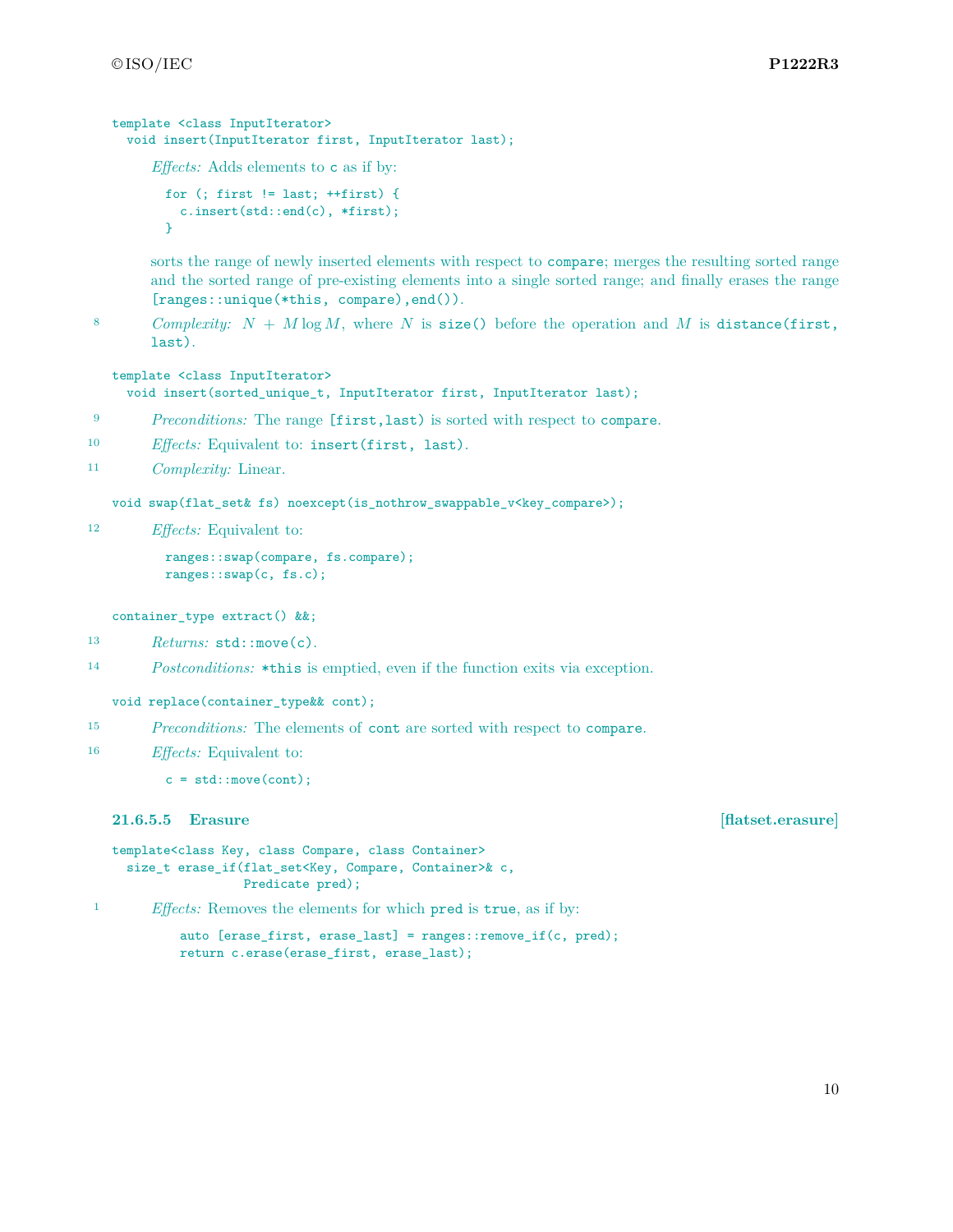```
template <class InputIterator>
  void insert(InputIterator first, InputIterator last);
```

*Effects:* Adds elements to `c` as if by:

```
for (; first != last; ++first) {
  c.insert(std::end(c), *first);
}
```

sorts the range of newly inserted elements with respect to `compare`; merges the resulting sorted range and the sorted range of pre-existing elements into a single sorted range; and finally erases the range `[ranges::unique(*this, compare),end())`.

8 *Complexity:* $N + M \log M$, where $N$ is `size()` before the operation and $M$ is `distance(first, last)`.

```
template <class InputIterator>
  void insert(sorted_unique_t, InputIterator first, InputIterator last);
```

9 *Preconditions:* The range `[first,last)` is sorted with respect to `compare`.

10 *Effects:* Equivalent to: `insert(first, last)`.

11 *Complexity:* Linear.

```
void swap(flat_set& fs) noexcept(is_nothrow_swappable_v<key_compare>);
```

12 *Effects:* Equivalent to:

```
ranges::swap(compare, fs.compare);
ranges::swap(c, fs.c);
```

```
container_type extract() &&;
```

13 *Returns:* `std::move(c)`.

14 *Postconditions:* `*this` is emptied, even if the function exits via exception.

```
void replace(container_type&& cont);
```

15 *Preconditions:* The elements of `cont` are sorted with respect to `compare`.

16 *Effects:* Equivalent to:

```
c = std::move(cont);
```

### 21.6.5.5 Erasure [flatset.erasure]

```
template<class Key, class Compare, class Container>
  size_t erase_if(flat_set<Key, Compare, Container>& c,
                  Predicate pred);
```

1 *Effects:* Removes the elements for which `pred` is `true`, as if by:

```
auto [erase_first, erase_last] = ranges::remove_if(c, pred);
return c.erase(erase_first, erase_last);
```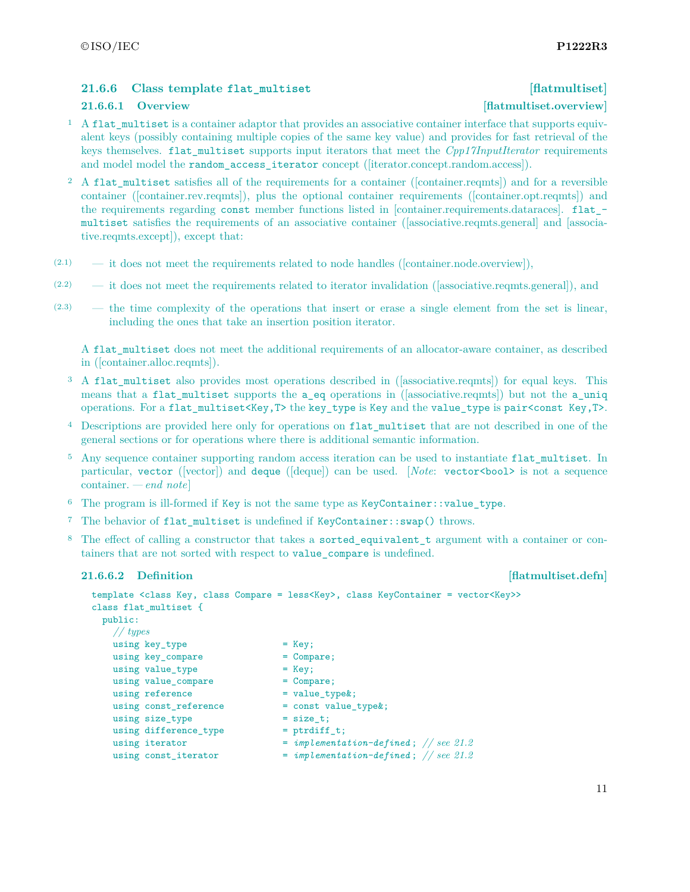### 21.6.6 Class template `flat_multiset` [flatmultiset]

#### 21.6.6.1 Overview [flatmultiset.overview]

1 A `flat_multiset` is a container adaptor that provides an associative container interface that supports equivalent keys (possibly containing multiple copies of the same key value) and provides for fast retrieval of the keys themselves. `flat_multiset` supports input iterators that meet the *Cpp17InputIterator* requirements and model model the `random_access_iterator` concept ([iterator.concept.random.access]).

2 A `flat_multiset` satisfies all of the requirements for a container ([container.reqmts]) and for a reversible container ([container.rev.reqmts]), plus the optional container requirements ([container.opt.reqmts]) and the requirements regarding `const` member functions listed in [container.requirements.dataraces]. `flat_multiset` satisfies the requirements of an associative container ([associative.reqmts.general] and [associative.reqmts.except]), except that:

(2.1) — it does not meet the requirements related to node handles ([container.node.overview]),

(2.2) — it does not meet the requirements related to iterator invalidation ([associative.reqmts.general]), and

(2.3) — the time complexity of the operations that insert or erase a single element from the set is linear, including the ones that take an insertion position iterator.

A `flat_multiset` does not meet the additional requirements of an allocator-aware container, as described in ([container.alloc.reqmts]).

3 A `flat_multiset` also provides most operations described in ([associative.reqmts]) for equal keys. This means that a `flat_multiset` supports the `a_eq` operations in ([associative.reqmts]) but not the `a_uniq` operations. For a `flat_multiset<Key,T>` the `key_type` is `Key` and the `value_type` is `pair<const Key,T>`.

4 Descriptions are provided here only for operations on `flat_multiset` that are not described in one of the general sections or for operations where there is additional semantic information.

5 Any sequence container supporting random access iteration can be used to instantiate `flat_multiset`. In particular, `vector` ([vector]) and `deque` ([deque]) can be used. [*Note*: `vector<bool>` is not a sequence container. — *end note*]

6 The program is ill-formed if `Key` is not the same type as `KeyContainer::value_type`.

7 The behavior of `flat_multiset` is undefined if `KeyContainer::swap()` throws.

8 The effect of calling a constructor that takes a `sorted_equivalent_t` argument with a container or containers that are not sorted with respect to `value_compare` is undefined.

#### 21.6.6.2 Definition [flatmultiset.defn]

```
template <class Key, class Compare = less<Key>, class KeyContainer = vector<Key>>
class flat_multiset {
  public:
    // types
    using key_type                = Key;
    using key_compare             = Compare;
    using value_type              = Key;
    using value_compare           = Compare;
    using reference               = value_type&;
    using const_reference         = const value_type&;
    using size_type               = size_t;
    using difference_type         = ptrdiff_t;
    using iterator                = implementation-defined; // see 21.2
    using const_iterator          = implementation-defined; // see 21.2
```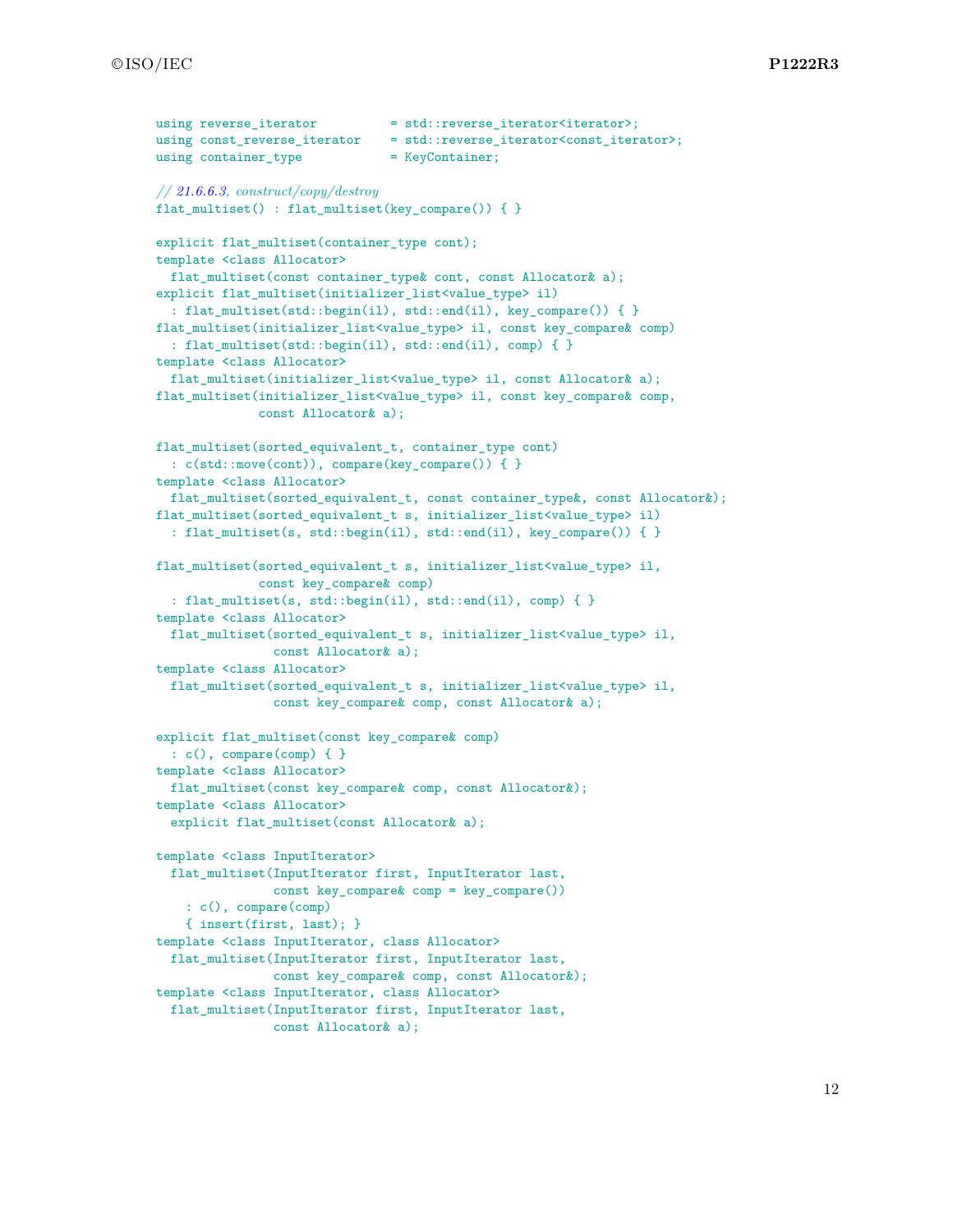```
    using reverse_iterator          = std::reverse_iterator<iterator>;
    using const_reverse_iterator    = std::reverse_iterator<const_iterator>;
    using container_type            = KeyContainer;

    // 21.6.6.3, construct/copy/destroy
    flat_multiset() : flat_multiset(key_compare()) { }

    explicit flat_multiset(container_type cont);
    template <class Allocator>
      flat_multiset(const container_type& cont, const Allocator& a);
    explicit flat_multiset(initializer_list<value_type> il)
      : flat_multiset(std::begin(il), std::end(il), key_compare()) { }
    flat_multiset(initializer_list<value_type> il, const key_compare& comp)
      : flat_multiset(std::begin(il), std::end(il), comp) { }
    template <class Allocator>
      flat_multiset(initializer_list<value_type> il, const Allocator& a);
    flat_multiset(initializer_list<value_type> il, const key_compare& comp,
                  const Allocator& a);

    flat_multiset(sorted_equivalent_t, container_type cont)
      : c(std::move(cont)), compare(key_compare()) { }
    template <class Allocator>
      flat_multiset(sorted_equivalent_t, const container_type&, const Allocator&);
    flat_multiset(sorted_equivalent_t s, initializer_list<value_type> il)
      : flat_multiset(s, std::begin(il), std::end(il), key_compare()) { }

    flat_multiset(sorted_equivalent_t s, initializer_list<value_type> il,
                  const key_compare& comp)
      : flat_multiset(s, std::begin(il), std::end(il), comp) { }
    template <class Allocator>
      flat_multiset(sorted_equivalent_t s, initializer_list<value_type> il,
                    const Allocator& a);
    template <class Allocator>
      flat_multiset(sorted_equivalent_t s, initializer_list<value_type> il,
                    const key_compare& comp, const Allocator& a);

    explicit flat_multiset(const key_compare& comp)
      : c(), compare(comp) { }
    template <class Allocator>
      flat_multiset(const key_compare& comp, const Allocator&);
    template <class Allocator>
      explicit flat_multiset(const Allocator& a);

    template <class InputIterator>
      flat_multiset(InputIterator first, InputIterator last,
                    const key_compare& comp = key_compare())
        : c(), compare(comp)
        { insert(first, last); }
    template <class InputIterator, class Allocator>
      flat_multiset(InputIterator first, InputIterator last,
                    const key_compare& comp, const Allocator&);
    template <class InputIterator, class Allocator>
      flat_multiset(InputIterator first, InputIterator last,
                    const Allocator& a);
```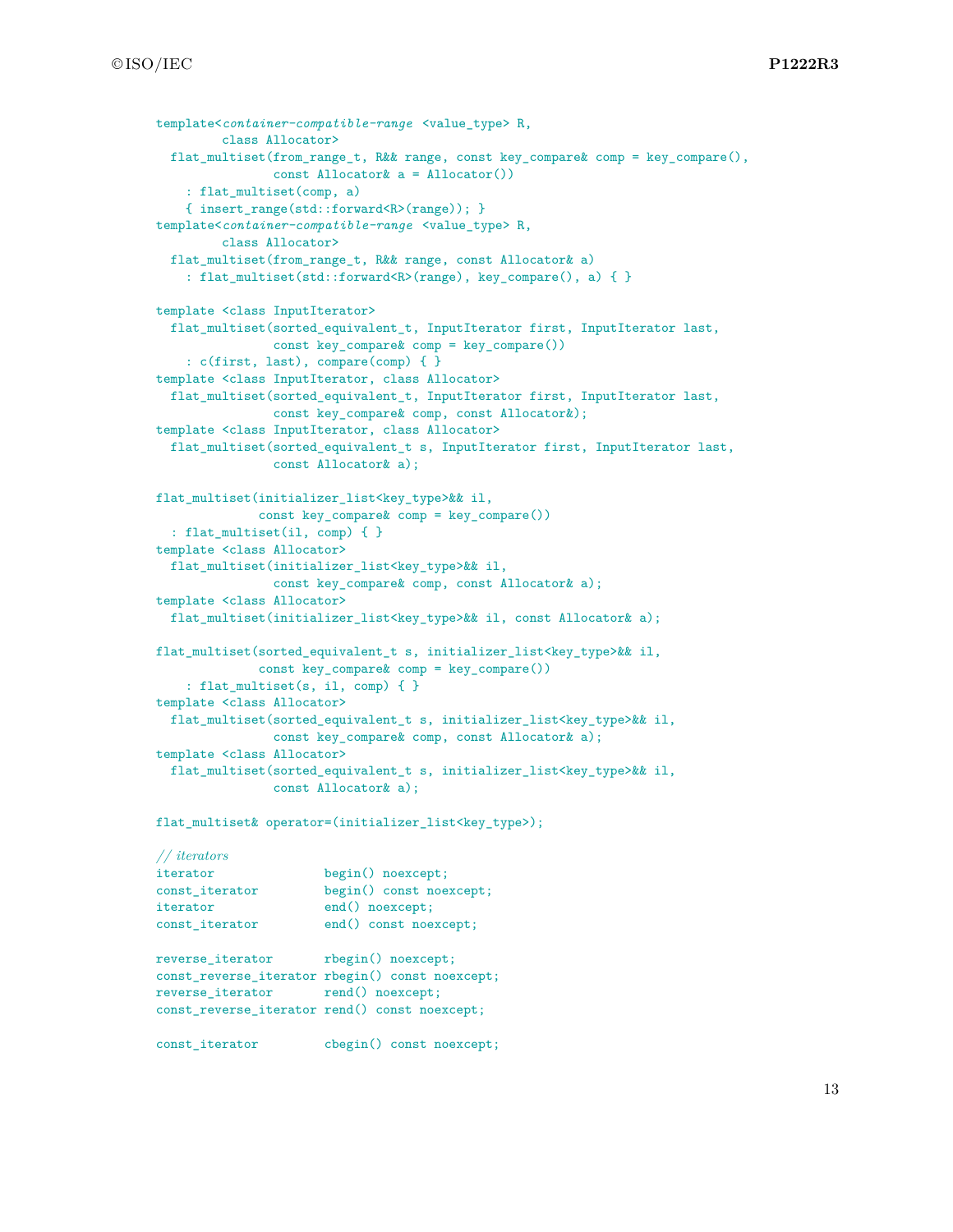```
template<container-compatible-range <value_type> R,
         class Allocator>
  flat_multiset(from_range_t, R&& range, const key_compare& comp = key_compare(),
                const Allocator& a = Allocator())
    : flat_multiset(comp, a)
    { insert_range(std::forward<R>(range)); }
template<container-compatible-range <value_type> R,
         class Allocator>
  flat_multiset(from_range_t, R&& range, const Allocator& a)
    : flat_multiset(std::forward<R>(range), key_compare(), a) { }

template <class InputIterator>
  flat_multiset(sorted_equivalent_t, InputIterator first, InputIterator last,
                const key_compare& comp = key_compare())
    : c(first, last), compare(comp) { }
template <class InputIterator, class Allocator>
  flat_multiset(sorted_equivalent_t, InputIterator first, InputIterator last,
                const key_compare& comp, const Allocator&);
template <class InputIterator, class Allocator>
  flat_multiset(sorted_equivalent_t s, InputIterator first, InputIterator last,
                const Allocator& a);

flat_multiset(initializer_list<key_type>&& il,
              const key_compare& comp = key_compare())
  : flat_multiset(il, comp) { }
template <class Allocator>
  flat_multiset(initializer_list<key_type>&& il,
                const key_compare& comp, const Allocator& a);
template <class Allocator>
  flat_multiset(initializer_list<key_type>&& il, const Allocator& a);

flat_multiset(sorted_equivalent_t s, initializer_list<key_type>&& il,
              const key_compare& comp = key_compare())
    : flat_multiset(s, il, comp) { }
template <class Allocator>
  flat_multiset(sorted_equivalent_t s, initializer_list<key_type>&& il,
                const key_compare& comp, const Allocator& a);
template <class Allocator>
  flat_multiset(sorted_equivalent_t s, initializer_list<key_type>&& il,
                const Allocator& a);

flat_multiset& operator=(initializer_list<key_type>);

// iterators
iterator               begin() noexcept;
const_iterator         begin() const noexcept;
iterator               end() noexcept;
const_iterator         end() const noexcept;

reverse_iterator       rbegin() noexcept;
const_reverse_iterator rbegin() const noexcept;
reverse_iterator       rend() noexcept;
const_reverse_iterator rend() const noexcept;

const_iterator         cbegin() const noexcept;
```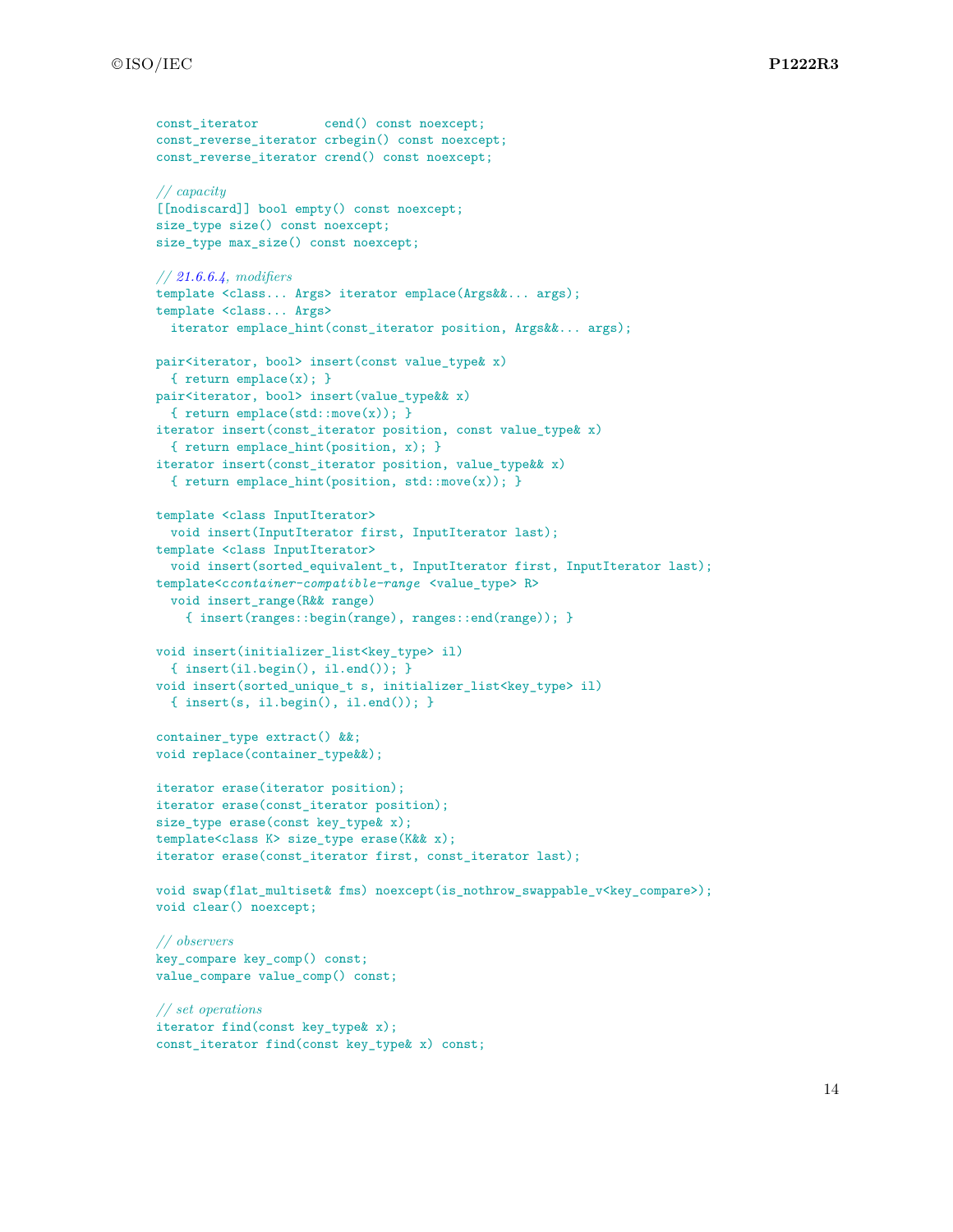```
const_iterator         cend() const noexcept;
const_reverse_iterator crbegin() const noexcept;
const_reverse_iterator crend() const noexcept;

// capacity
[[nodiscard]] bool empty() const noexcept;
size_type size() const noexcept;
size_type max_size() const noexcept;

// 21.6.6.4, modifiers
template <class... Args> iterator emplace(Args&&... args);
template <class... Args>
  iterator emplace_hint(const_iterator position, Args&&... args);

pair<iterator, bool> insert(const value_type& x)
  { return emplace(x); }
pair<iterator, bool> insert(value_type&& x)
  { return emplace(std::move(x)); }
iterator insert(const_iterator position, const value_type& x)
  { return emplace_hint(position, x); }
iterator insert(const_iterator position, value_type&& x)
  { return emplace_hint(position, std::move(x)); }

template <class InputIterator>
  void insert(InputIterator first, InputIterator last);
template <class InputIterator>
  void insert(sorted_equivalent_t, InputIterator first, InputIterator last);
template<ccontainer-compatible-range <value_type> R>
  void insert_range(R&& range)
    { insert(ranges::begin(range), ranges::end(range)); }

void insert(initializer_list<key_type> il)
  { insert(il.begin(), il.end()); }
void insert(sorted_unique_t s, initializer_list<key_type> il)
  { insert(s, il.begin(), il.end()); }

container_type extract() &&;
void replace(container_type&&);

iterator erase(iterator position);
iterator erase(const_iterator position);
size_type erase(const key_type& x);
template<class K> size_type erase(K&& x);
iterator erase(const_iterator first, const_iterator last);

void swap(flat_multiset& fms) noexcept(is_nothrow_swappable_v<key_compare>);
void clear() noexcept;

// observers
key_compare key_comp() const;
value_compare value_comp() const;

// set operations
iterator find(const key_type& x);
const_iterator find(const key_type& x) const;
```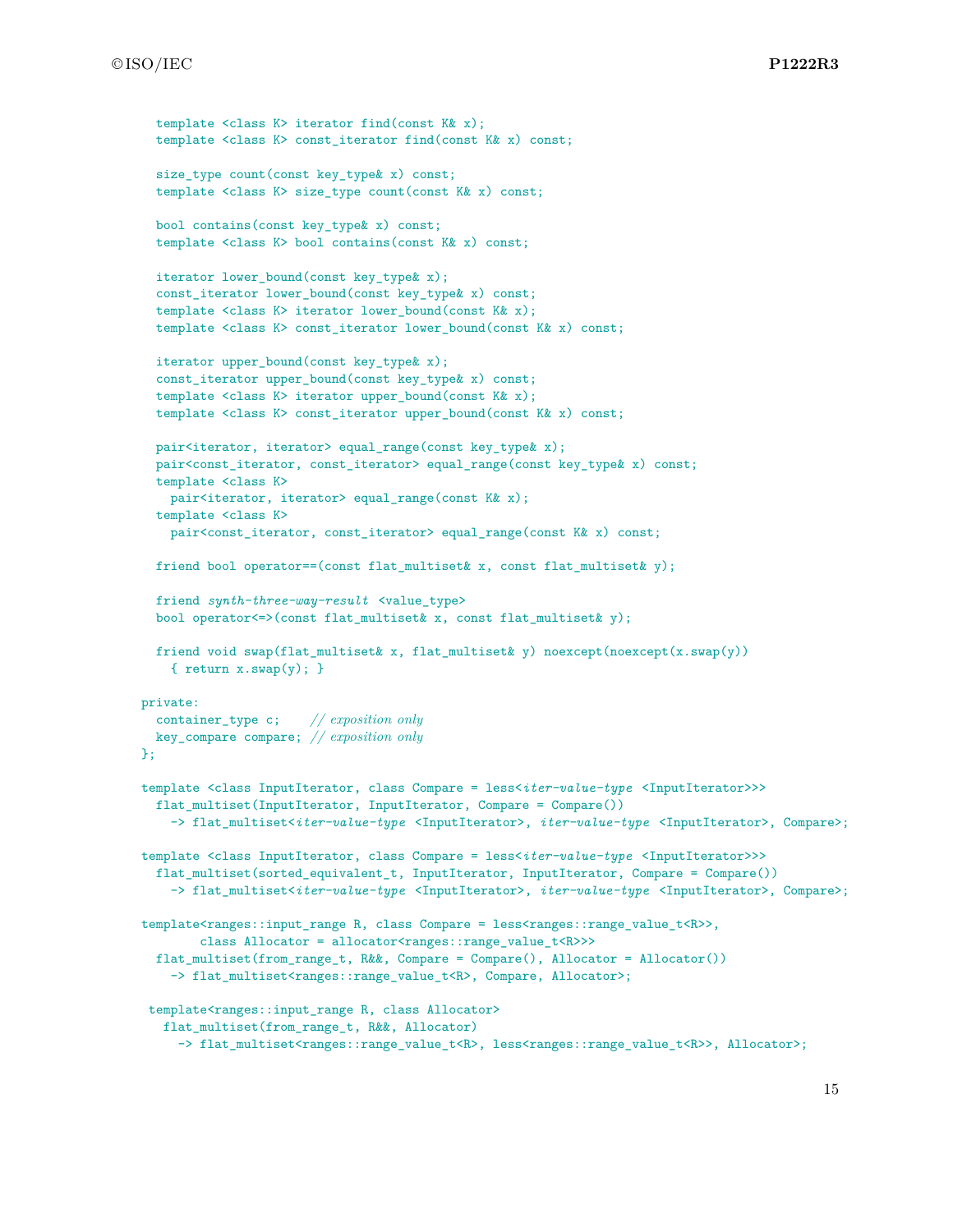```
    template <class K> iterator find(const K& x);
    template <class K> const_iterator find(const K& x) const;

    size_type count(const key_type& x) const;
    template <class K> size_type count(const K& x) const;

    bool contains(const key_type& x) const;
    template <class K> bool contains(const K& x) const;

    iterator lower_bound(const key_type& x);
    const_iterator lower_bound(const key_type& x) const;
    template <class K> iterator lower_bound(const K& x);
    template <class K> const_iterator lower_bound(const K& x) const;

    iterator upper_bound(const key_type& x);
    const_iterator upper_bound(const key_type& x) const;
    template <class K> iterator upper_bound(const K& x);
    template <class K> const_iterator upper_bound(const K& x) const;

    pair<iterator, iterator> equal_range(const key_type& x);
    pair<const_iterator, const_iterator> equal_range(const key_type& x) const;
    template <class K>
      pair<iterator, iterator> equal_range(const K& x);
    template <class K>
      pair<const_iterator, const_iterator> equal_range(const K& x) const;

    friend bool operator==(const flat_multiset& x, const flat_multiset& y);

    friend synth-three-way-result <value_type>
    bool operator<=>(const flat_multiset& x, const flat_multiset& y);

    friend void swap(flat_multiset& x, flat_multiset& y) noexcept(noexcept(x.swap(y))
      { return x.swap(y); }

  private:
    container_type c;    // exposition only
    key_compare compare; // exposition only
  };

  template <class InputIterator, class Compare = less<iter-value-type <InputIterator>>>
    flat_multiset(InputIterator, InputIterator, Compare = Compare())
      -> flat_multiset<iter-value-type <InputIterator>, iter-value-type <InputIterator>, Compare>;

  template <class InputIterator, class Compare = less<iter-value-type <InputIterator>>>
    flat_multiset(sorted_equivalent_t, InputIterator, InputIterator, Compare = Compare())
      -> flat_multiset<iter-value-type <InputIterator>, iter-value-type <InputIterator>, Compare>;

  template<ranges::input_range R, class Compare = less<ranges::range_value_t<R>>,
          class Allocator = allocator<ranges::range_value_t<R>>>
    flat_multiset(from_range_t, R&&, Compare = Compare(), Allocator = Allocator())
      -> flat_multiset<ranges::range_value_t<R>, Compare, Allocator>;

   template<ranges::input_range R, class Allocator>
     flat_multiset(from_range_t, R&&, Allocator)
       -> flat_multiset<ranges::range_value_t<R>, less<ranges::range_value_t<R>>, Allocator>;
```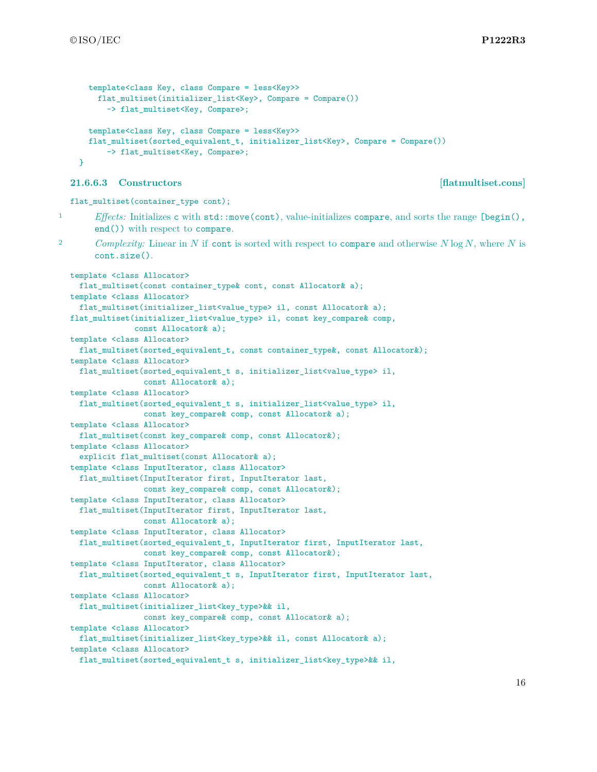```
  template<class Key, class Compare = less<Key>>
    flat_multiset(initializer_list<Key>, Compare = Compare())
      -> flat_multiset<Key, Compare>;

  template<class Key, class Compare = less<Key>>
  flat_multiset(sorted_equivalent_t, initializer_list<Key>, Compare = Compare())
      -> flat_multiset<Key, Compare>;
}
```

### 21.6.6.3 Constructors [flatmultiset.cons]

```
flat_multiset(container_type cont);
```

1 *Effects:* Initializes `c` with `std::move(cont)`, value-initializes `compare`, and sorts the range `[begin(), end())` with respect to `compare`.

2 *Complexity:* Linear in $N$ if `cont` is sorted with respect to `compare` and otherwise $N \log N$, where $N$ is `cont.size()`.

```
template <class Allocator>
  flat_multiset(const container_type& cont, const Allocator& a);
template <class Allocator>
  flat_multiset(initializer_list<value_type> il, const Allocator& a);
flat_multiset(initializer_list<value_type> il, const key_compare& comp,
              const Allocator& a);
template <class Allocator>
  flat_multiset(sorted_equivalent_t, const container_type&, const Allocator&);
template <class Allocator>
  flat_multiset(sorted_equivalent_t s, initializer_list<value_type> il,
                const Allocator& a);
template <class Allocator>
  flat_multiset(sorted_equivalent_t s, initializer_list<value_type> il,
                const key_compare& comp, const Allocator& a);
template <class Allocator>
  flat_multiset(const key_compare& comp, const Allocator&);
template <class Allocator>
  explicit flat_multiset(const Allocator& a);
template <class InputIterator, class Allocator>
  flat_multiset(InputIterator first, InputIterator last,
                const key_compare& comp, const Allocator&);
template <class InputIterator, class Allocator>
  flat_multiset(InputIterator first, InputIterator last,
                const Allocator& a);
template <class InputIterator, class Allocator>
  flat_multiset(sorted_equivalent_t, InputIterator first, InputIterator last,
                const key_compare& comp, const Allocator&);
template <class InputIterator, class Allocator>
  flat_multiset(sorted_equivalent_t s, InputIterator first, InputIterator last,
                const Allocator& a);
template <class Allocator>
  flat_multiset(initializer_list<key_type>&& il,
                const key_compare& comp, const Allocator& a);
template <class Allocator>
  flat_multiset(initializer_list<key_type>&& il, const Allocator& a);
template <class Allocator>
  flat_multiset(sorted_equivalent_t s, initializer_list<key_type>&& il,
```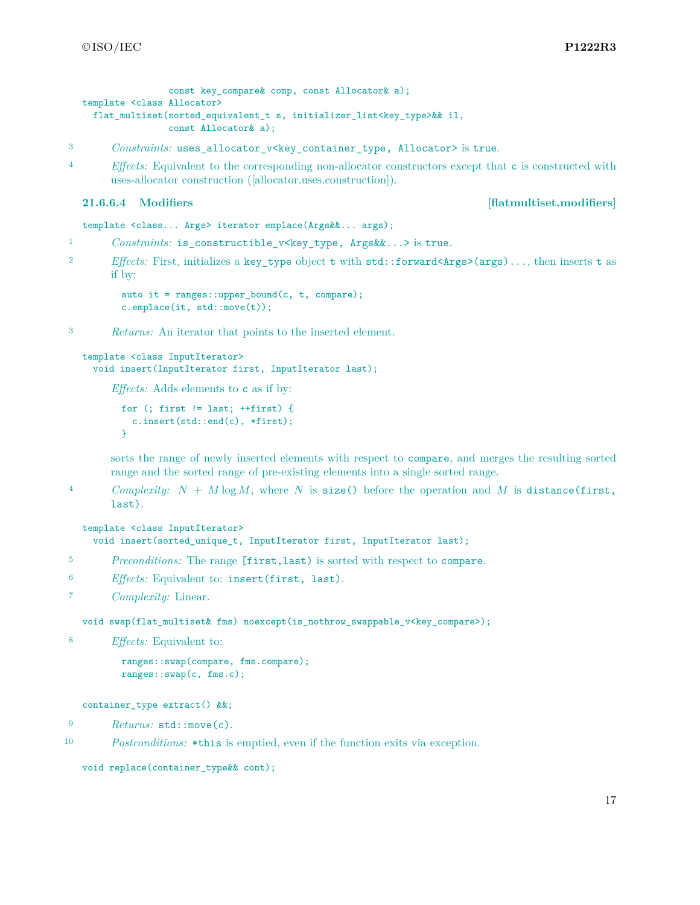```
                const key_compare& comp, const Allocator& a);
template <class Allocator>
  flat_multiset(sorted_equivalent_t s, initializer_list<key_type>&& il,
                const Allocator& a);
```

3 *Constraints:* `uses_allocator_v<key_container_type, Allocator>` is `true`.

4 *Effects:* Equivalent to the corresponding non-allocator constructors except that `c` is constructed with uses-allocator construction ([allocator.uses.construction]).

### 21.6.6.4 Modifiers [flatmultiset.modifiers]

```
template <class... Args> iterator emplace(Args&&... args);
```

1 *Constraints:* `is_constructible_v<key_type, Args&&...>` is `true`.

2 *Effects:* First, initializes a `key_type` object `t` with `std::forward<Args>(args)...`, then inserts `t` as if by:

```
auto it = ranges::upper_bound(c, t, compare);
c.emplace(it, std::move(t));
```

3 *Returns:* An iterator that points to the inserted element.

```
template <class InputIterator>
  void insert(InputIterator first, InputIterator last);
```

*Effects:* Adds elements to `c` as if by:

```
for (; first != last; ++first) {
  c.insert(std::end(c), *first);
}
```

sorts the range of newly inserted elements with respect to `compare`, and merges the resulting sorted range and the sorted range of pre-existing elements into a single sorted range.

4 *Complexity:* $N + M \log M$, where $N$ is `size()` before the operation and $M$ is `distance(first, last)`.

```
template <class InputIterator>
  void insert(sorted_unique_t, InputIterator first, InputIterator last);
```

5 *Preconditions:* The range `[first,last)` is sorted with respect to `compare`.

6 *Effects:* Equivalent to: `insert(first, last)`.

7 *Complexity:* Linear.

```
void swap(flat_multiset& fms) noexcept(is_nothrow_swappable_v<key_compare>);
```

8 *Effects:* Equivalent to:

```
ranges::swap(compare, fms.compare);
ranges::swap(c, fms.c);
```

```
container_type extract() &&;
```

9 *Returns:* `std::move(c)`.

10 *Postconditions:* `*this` is emptied, even if the function exits via exception.

```
void replace(container_type&& cont);
```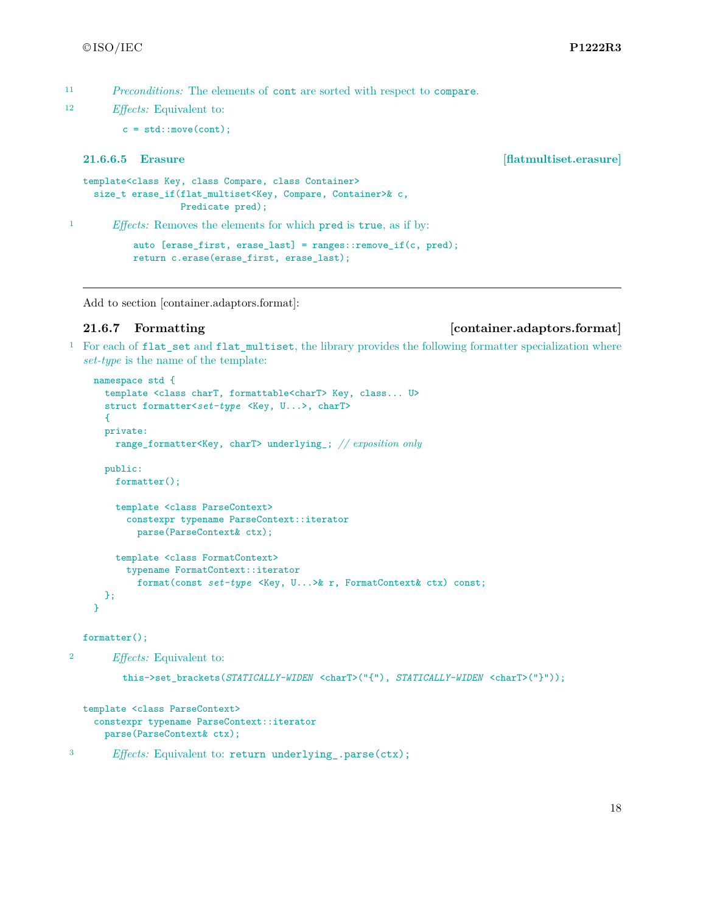11 *Preconditions:* The elements of `cont` are sorted with respect to `compare`.

12 *Effects:* Equivalent to:

```
c = std::move(cont);
```

#### 21.6.6.5 Erasure [flatmultiset.erasure]

```
template<class Key, class Compare, class Container>
  size_t erase_if(flat_multiset<Key, Compare, Container>& c,
                  Predicate pred);
```

1 *Effects:* Removes the elements for which `pred` is `true`, as if by:

```
auto [erase_first, erase_last] = ranges::remove_if(c, pred);
return c.erase(erase_first, erase_last);
```

---

Add to section [container.adaptors.format]:

### 21.6.7 Formatting [container.adaptors.format]

1 For each of `flat_set` and `flat_multiset`, the library provides the following formatter specialization where *set-type* is the name of the template:

```
namespace std {
  template <class charT, formattable<charT> Key, class... U>
  struct formatter<set-type <Key, U...>, charT>
  {
  private:
    range_formatter<Key, charT> underlying_; // exposition only

  public:
    formatter();

    template <class ParseContext>
      constexpr typename ParseContext::iterator
        parse(ParseContext& ctx);

    template <class FormatContext>
      typename FormatContext::iterator
        format(const set-type <Key, U...>& r, FormatContext& ctx) const;
  };
}
```

```
formatter();
```

2 *Effects:* Equivalent to:

```
this->set_brackets(STATICALLY-WIDEN <charT>("{"), STATICALLY-WIDEN <charT>("}"));
```

```
template <class ParseContext>
  constexpr typename ParseContext::iterator
    parse(ParseContext& ctx);
```

3 *Effects:* Equivalent to: `return underlying_.parse(ctx);`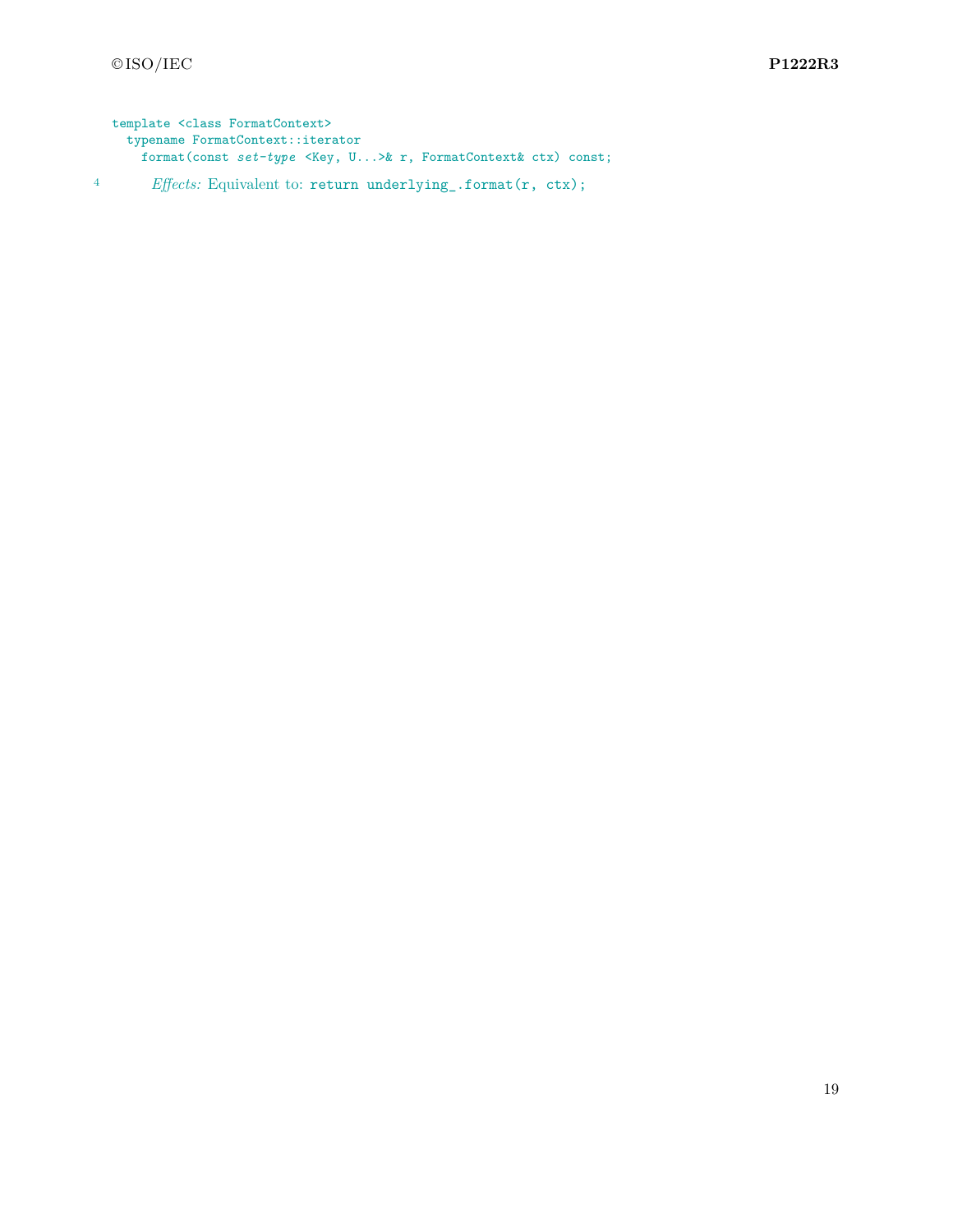```
template <class FormatContext>
  typename FormatContext::iterator
    format(const set-type <Key, U...>& r, FormatContext& ctx) const;
```

4 *Effects:* Equivalent to: `return underlying_.format(r, ctx);`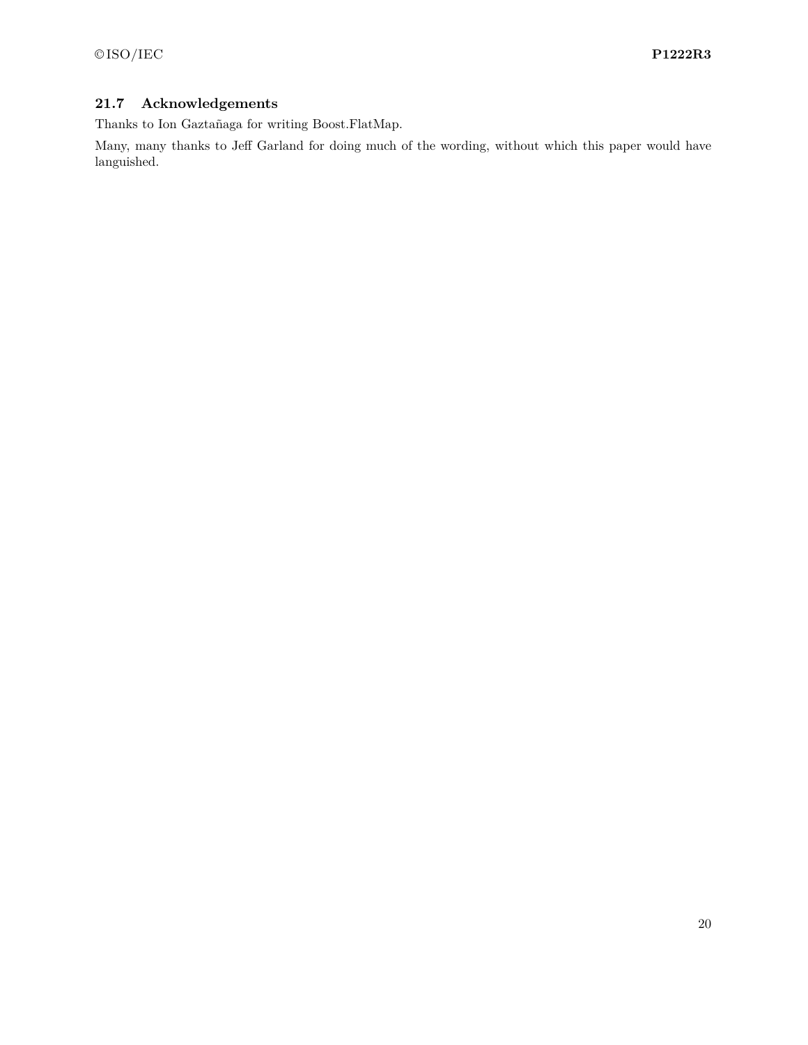### 21.7 Acknowledgements

Thanks to Ion Gaztañaga for writing Boost.FlatMap.

Many, many thanks to Jeff Garland for doing much of the wording, without which this paper would have languished.